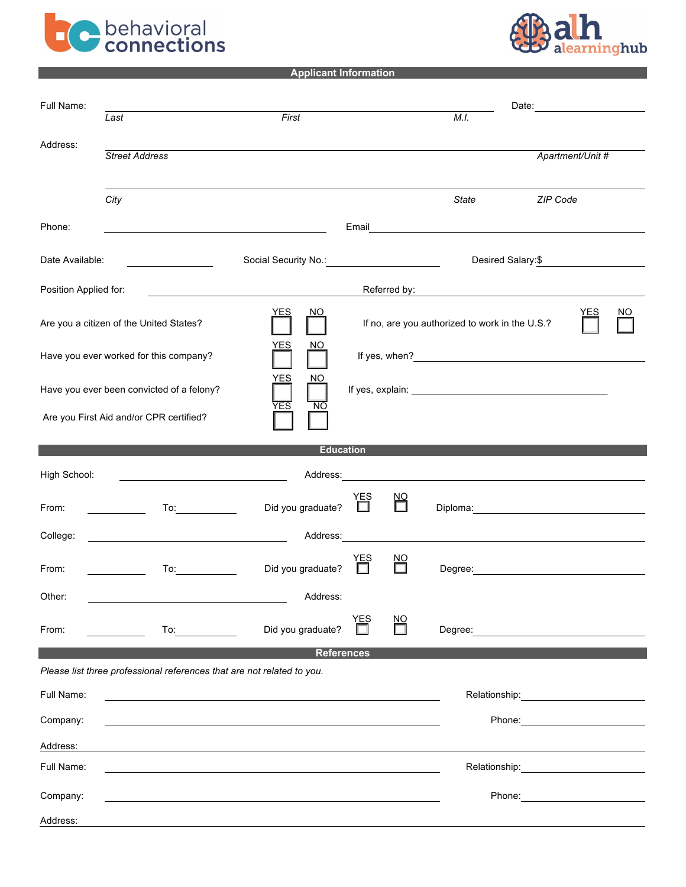behavioral connections

alh alearninghub

## Applicant Information

Full Name: ______________________________________________ Date: ____________

*Last* *First* *M.I.*

Address: ______________________________________________

*Street Address* *Apartment/Unit #*

______________________________________________

*City* *State* *ZIP Code*

Phone: ______________________ Email ______________________

Date Available: ____________ Social Security No.: ____________ Desired Salary:$ ____________

Position Applied for: ______________________ Referred by: ______________________

Are you a citizen of the United States? YES ☐ NO ☐ If no, are you authorized to work in the U.S.? YES ☐ NO ☐

Have you ever worked for this company? YES ☐ NO ☐ If yes, when? ______________________

Have you ever been convicted of a felony? YES ☐ NO ☐ If yes, explain: ______________________

Are you First Aid and/or CPR certified? YES ☐ NO ☐

## Education

High School: ______________________ Address: ______________________

From: ________ To: ________ Did you graduate? YES ☐ NO ☐ Diploma: ______________________

College: ______________________ Address: ______________________

From: ________ To: ________ Did you graduate? YES ☐ NO ☐ Degree: ______________________

Other: ______________________ Address:

From: ________ To: ________ Did you graduate? YES ☐ NO ☐ Degree: ______________________

## References

*Please list three professional references that are not related to you.*

Full Name: ______________________ Relationship: ______________________

Company: ______________________ Phone: ______________________

Address: ______________________

Full Name: ______________________ Relationship: ______________________

Company: ______________________ Phone: ______________________

Address: ______________________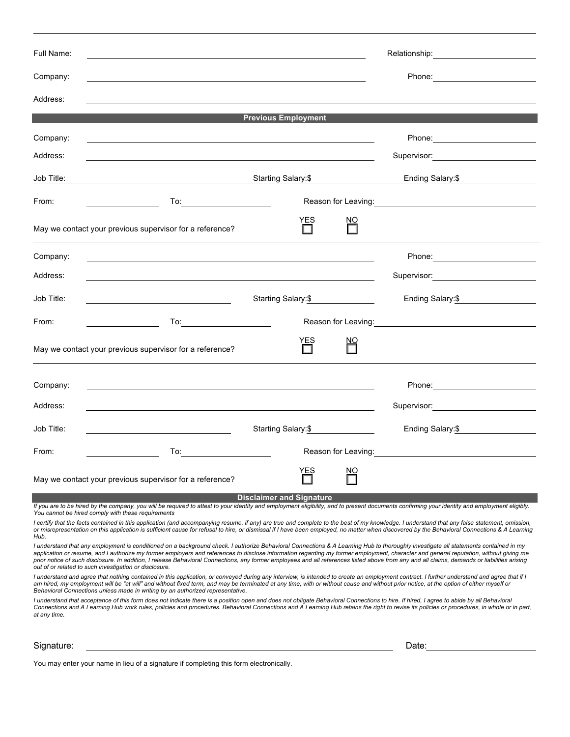Full Name: \_\_\_\_\_\_\_\_\_\_ Relationship: \_\_\_\_\_\_\_\_\_\_

Company: \_\_\_\_\_\_\_\_\_\_ Phone: \_\_\_\_\_\_\_\_\_\_

Address: \_\_\_\_\_\_\_\_\_\_

## Previous Employment

Company: \_\_\_\_\_\_\_\_\_\_ Phone: \_\_\_\_\_\_\_\_\_\_

Address: \_\_\_\_\_\_\_\_\_\_ Supervisor: \_\_\_\_\_\_\_\_\_\_

Job Title: \_\_\_\_\_\_\_\_\_\_ Starting Salary:$ \_\_\_\_\_\_\_\_\_\_ Ending Salary:$ \_\_\_\_\_\_\_\_\_\_

From: \_\_\_\_\_\_\_\_\_\_ To: \_\_\_\_\_\_\_\_\_\_ Reason for Leaving: \_\_\_\_\_\_\_\_\_\_

May we contact your previous supervisor for a reference? YES ☐ NO ☐

---

Company: \_\_\_\_\_\_\_\_\_\_ Phone: \_\_\_\_\_\_\_\_\_\_

Address: \_\_\_\_\_\_\_\_\_\_ Supervisor: \_\_\_\_\_\_\_\_\_\_

Job Title: \_\_\_\_\_\_\_\_\_\_ Starting Salary:$ \_\_\_\_\_\_\_\_\_\_ Ending Salary:$ \_\_\_\_\_\_\_\_\_\_

From: \_\_\_\_\_\_\_\_\_\_ To: \_\_\_\_\_\_\_\_\_\_ Reason for Leaving: \_\_\_\_\_\_\_\_\_\_

May we contact your previous supervisor for a reference? YES ☐ NO ☐

---

Company: \_\_\_\_\_\_\_\_\_\_ Phone: \_\_\_\_\_\_\_\_\_\_

Address: \_\_\_\_\_\_\_\_\_\_ Supervisor: \_\_\_\_\_\_\_\_\_\_

Job Title: \_\_\_\_\_\_\_\_\_\_ Starting Salary:$ \_\_\_\_\_\_\_\_\_\_ Ending Salary:$ \_\_\_\_\_\_\_\_\_\_

From: \_\_\_\_\_\_\_\_\_\_ To: \_\_\_\_\_\_\_\_\_\_ Reason for Leaving: \_\_\_\_\_\_\_\_\_\_

May we contact your previous supervisor for a reference? YES ☐ NO ☐

## Disclaimer and Signature

*If you are to be hired by the company, you will be required to attest to your identity and employment eligibility, and to present documents confirming your identity and employment eligibly. You cannot be hired comply with these requirements*

*I certify that the facts contained in this application (and accompanying resume, if any) are true and complete to the best of my knowledge. I understand that any false statement, omission, or misrepresentation on this application is sufficient cause for refusal to hire, or dismissal if I have been employed, no matter when discovered by the Behavioral Connections & A Learning Hub.*

*I understand that any employment is conditioned on a background check. I authorize Behavioral Connections & A Learning Hub to thoroughly investigate all statements contained in my application or resume, and I authorize my former employers and references to disclose information regarding my former employment, character and general reputation, without giving me prior notice of such disclosure. In addition, I release Behavioral Connections, any former employees and all references listed above from any and all claims, demands or liabilities arising out of or related to such investigation or disclosure.*

*I understand and agree that nothing contained in this application, or conveyed during any interview, is intended to create an employment contract. I further understand and agree that if I am hired, my employment will be "at will" and without fixed term, and may be terminated at any time, with or without cause and without prior notice, at the option of either myself or Behavioral Connections unless made in writing by an authorized representative.*

*I understand that acceptance of this form does not indicate there is a position open and does not obligate Behavioral Connections to hire. If hired, I agree to abide by all Behavioral Connections and A Learning Hub work rules, policies and procedures. Behavioral Connections and A Learning Hub retains the right to revise its policies or procedures, in whole or in part, at any time.*

Signature: \_\_\_\_\_\_\_\_\_\_ Date: \_\_\_\_\_\_\_\_\_\_

You may enter your name in lieu of a signature if completing this form electronically.